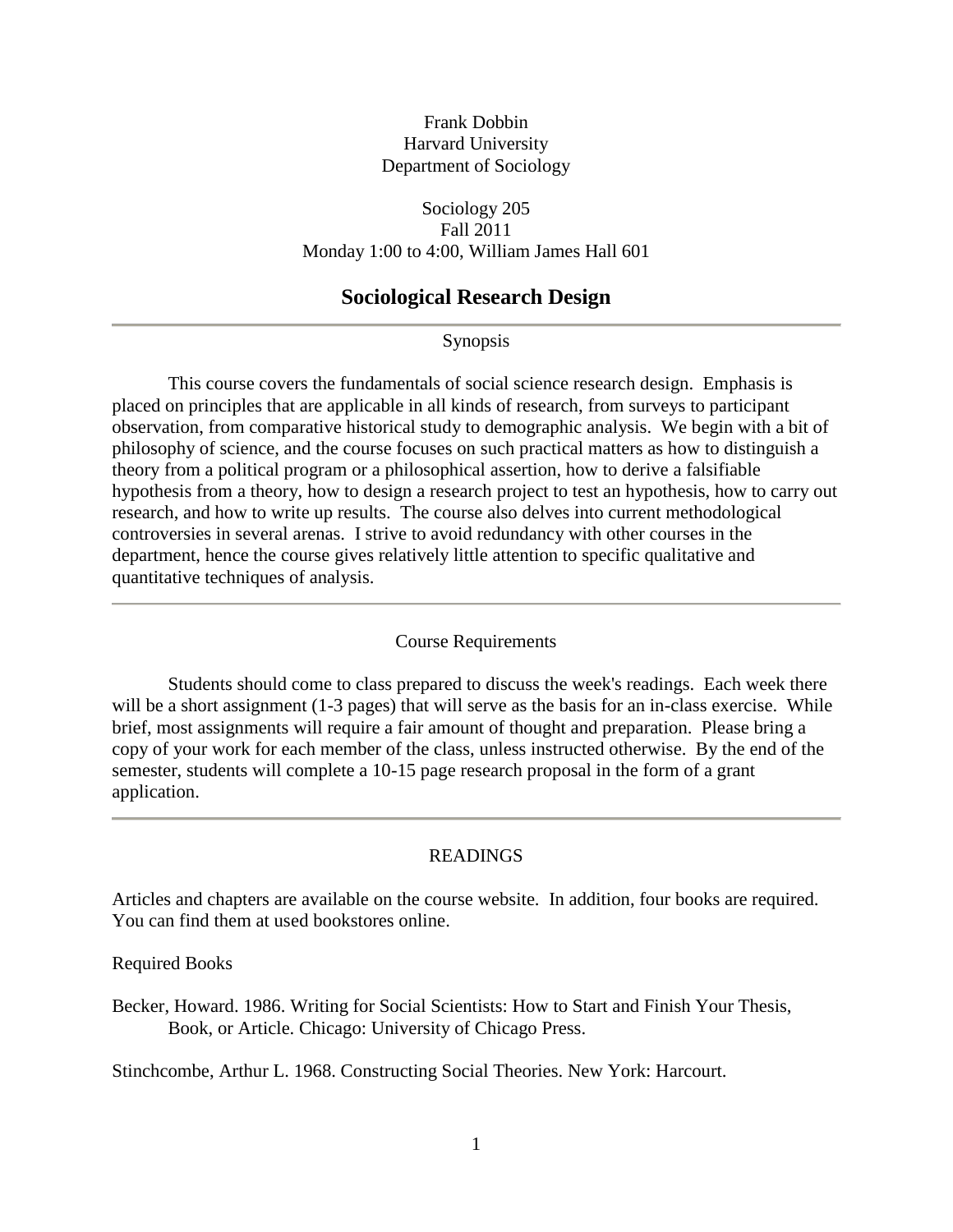Frank Dobbin
Harvard University
Department of Sociology

Sociology 205
Fall 2011
Monday 1:00 to 4:00, William James Hall 601

# Sociological Research Design

---

## Synopsis

This course covers the fundamentals of social science research design. Emphasis is placed on principles that are applicable in all kinds of research, from surveys to participant observation, from comparative historical study to demographic analysis. We begin with a bit of philosophy of science, and the course focuses on such practical matters as how to distinguish a theory from a political program or a philosophical assertion, how to derive a falsifiable hypothesis from a theory, how to design a research project to test an hypothesis, how to carry out research, and how to write up results. The course also delves into current methodological controversies in several arenas. I strive to avoid redundancy with other courses in the department, hence the course gives relatively little attention to specific qualitative and quantitative techniques of analysis.

---

## Course Requirements

Students should come to class prepared to discuss the week's readings. Each week there will be a short assignment (1-3 pages) that will serve as the basis for an in-class exercise. While brief, most assignments will require a fair amount of thought and preparation. Please bring a copy of your work for each member of the class, unless instructed otherwise. By the end of the semester, students will complete a 10-15 page research proposal in the form of a grant application.

---

## READINGS

Articles and chapters are available on the course website. In addition, four books are required. You can find them at used bookstores online.

Required Books

Becker, Howard. 1986. Writing for Social Scientists: How to Start and Finish Your Thesis, Book, or Article. Chicago: University of Chicago Press.

Stinchcombe, Arthur L. 1968. Constructing Social Theories. New York: Harcourt.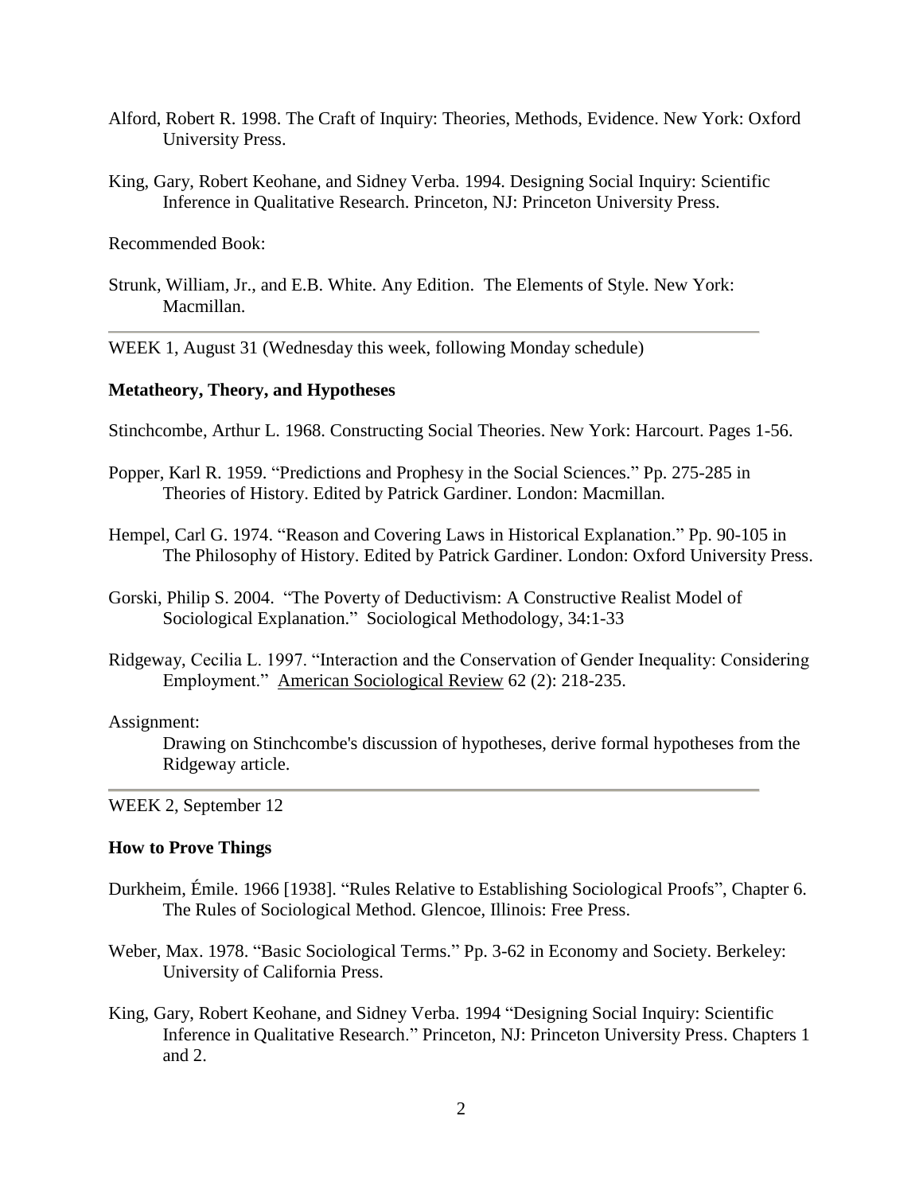Alford, Robert R. 1998. The Craft of Inquiry: Theories, Methods, Evidence. New York: Oxford University Press.

King, Gary, Robert Keohane, and Sidney Verba. 1994. Designing Social Inquiry: Scientific Inference in Qualitative Research. Princeton, NJ: Princeton University Press.

Recommended Book:

Strunk, William, Jr., and E.B. White. Any Edition. The Elements of Style. New York: Macmillan.

---

WEEK 1, August 31 (Wednesday this week, following Monday schedule)

**Metatheory, Theory, and Hypotheses**

Stinchcombe, Arthur L. 1968. Constructing Social Theories. New York: Harcourt. Pages 1-56.

Popper, Karl R. 1959. "Predictions and Prophesy in the Social Sciences." Pp. 275-285 in Theories of History. Edited by Patrick Gardiner. London: Macmillan.

Hempel, Carl G. 1974. "Reason and Covering Laws in Historical Explanation." Pp. 90-105 in The Philosophy of History. Edited by Patrick Gardiner. London: Oxford University Press.

Gorski, Philip S. 2004. "The Poverty of Deductivism: A Constructive Realist Model of Sociological Explanation." Sociological Methodology, 34:1-33

Ridgeway, Cecilia L. 1997. "Interaction and the Conservation of Gender Inequality: Considering Employment." American Sociological Review 62 (2): 218-235.

Assignment:

Drawing on Stinchcombe's discussion of hypotheses, derive formal hypotheses from the Ridgeway article.

---

WEEK 2, September 12

**How to Prove Things**

Durkheim, Émile. 1966 [1938]. "Rules Relative to Establishing Sociological Proofs", Chapter 6. The Rules of Sociological Method. Glencoe, Illinois: Free Press.

Weber, Max. 1978. "Basic Sociological Terms." Pp. 3-62 in Economy and Society. Berkeley: University of California Press.

King, Gary, Robert Keohane, and Sidney Verba. 1994 "Designing Social Inquiry: Scientific Inference in Qualitative Research." Princeton, NJ: Princeton University Press. Chapters 1 and 2.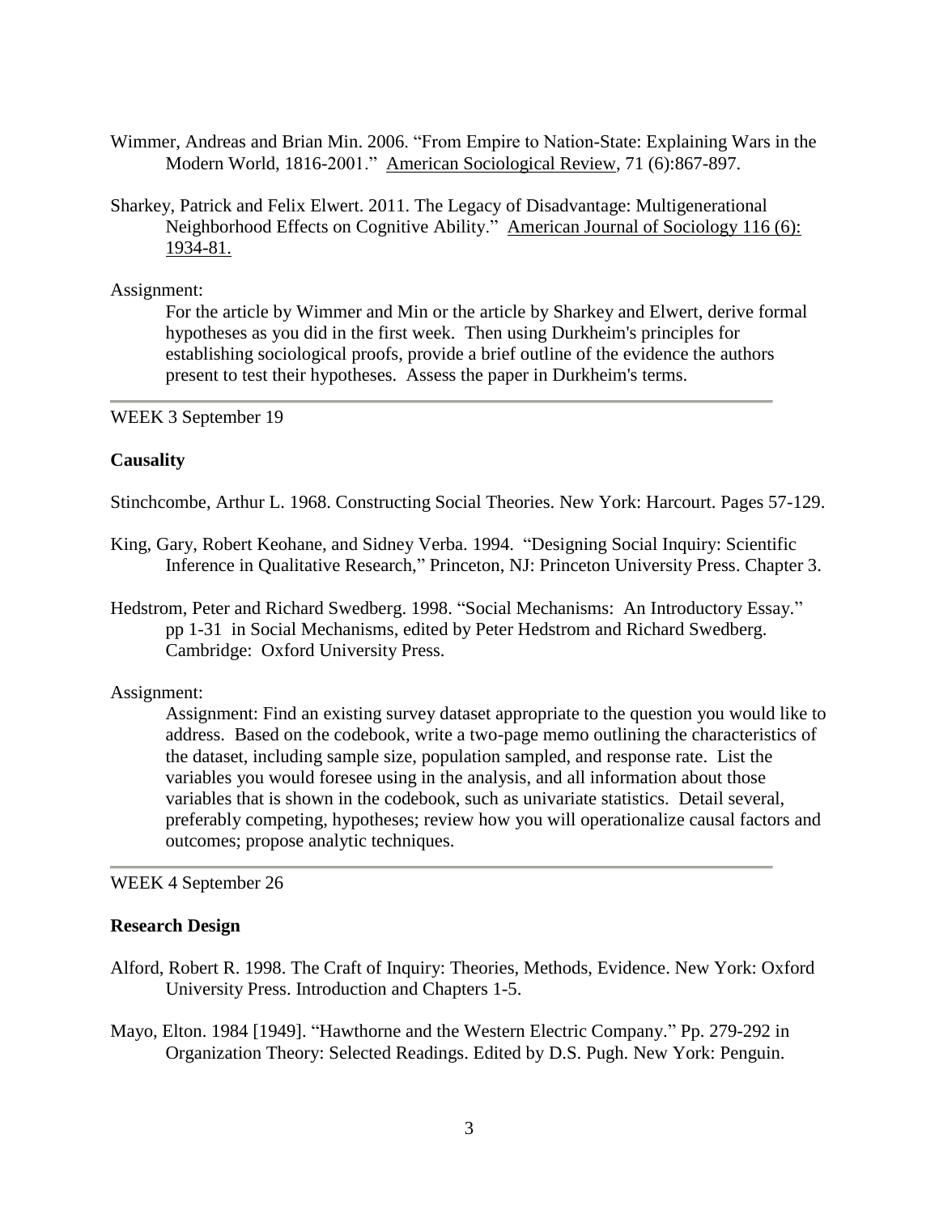Wimmer, Andreas and Brian Min. 2006. "From Empire to Nation-State: Explaining Wars in the Modern World, 1816-2001." American Sociological Review, 71 (6):867-897.

Sharkey, Patrick and Felix Elwert. 2011. The Legacy of Disadvantage: Multigenerational Neighborhood Effects on Cognitive Ability." American Journal of Sociology 116 (6): 1934-81.

Assignment:

For the article by Wimmer and Min or the article by Sharkey and Elwert, derive formal hypotheses as you did in the first week. Then using Durkheim's principles for establishing sociological proofs, provide a brief outline of the evidence the authors present to test their hypotheses. Assess the paper in Durkheim's terms.

---

WEEK 3 September 19

**Causality**

Stinchcombe, Arthur L. 1968. Constructing Social Theories. New York: Harcourt. Pages 57-129.

King, Gary, Robert Keohane, and Sidney Verba. 1994. "Designing Social Inquiry: Scientific Inference in Qualitative Research," Princeton, NJ: Princeton University Press. Chapter 3.

Hedstrom, Peter and Richard Swedberg. 1998. "Social Mechanisms: An Introductory Essay." pp 1-31 in Social Mechanisms, edited by Peter Hedstrom and Richard Swedberg. Cambridge: Oxford University Press.

Assignment:

Assignment: Find an existing survey dataset appropriate to the question you would like to address. Based on the codebook, write a two-page memo outlining the characteristics of the dataset, including sample size, population sampled, and response rate. List the variables you would foresee using in the analysis, and all information about those variables that is shown in the codebook, such as univariate statistics. Detail several, preferably competing, hypotheses; review how you will operationalize causal factors and outcomes; propose analytic techniques.

---

WEEK 4 September 26

**Research Design**

Alford, Robert R. 1998. The Craft of Inquiry: Theories, Methods, Evidence. New York: Oxford University Press. Introduction and Chapters 1-5.

Mayo, Elton. 1984 [1949]. "Hawthorne and the Western Electric Company." Pp. 279-292 in Organization Theory: Selected Readings. Edited by D.S. Pugh. New York: Penguin.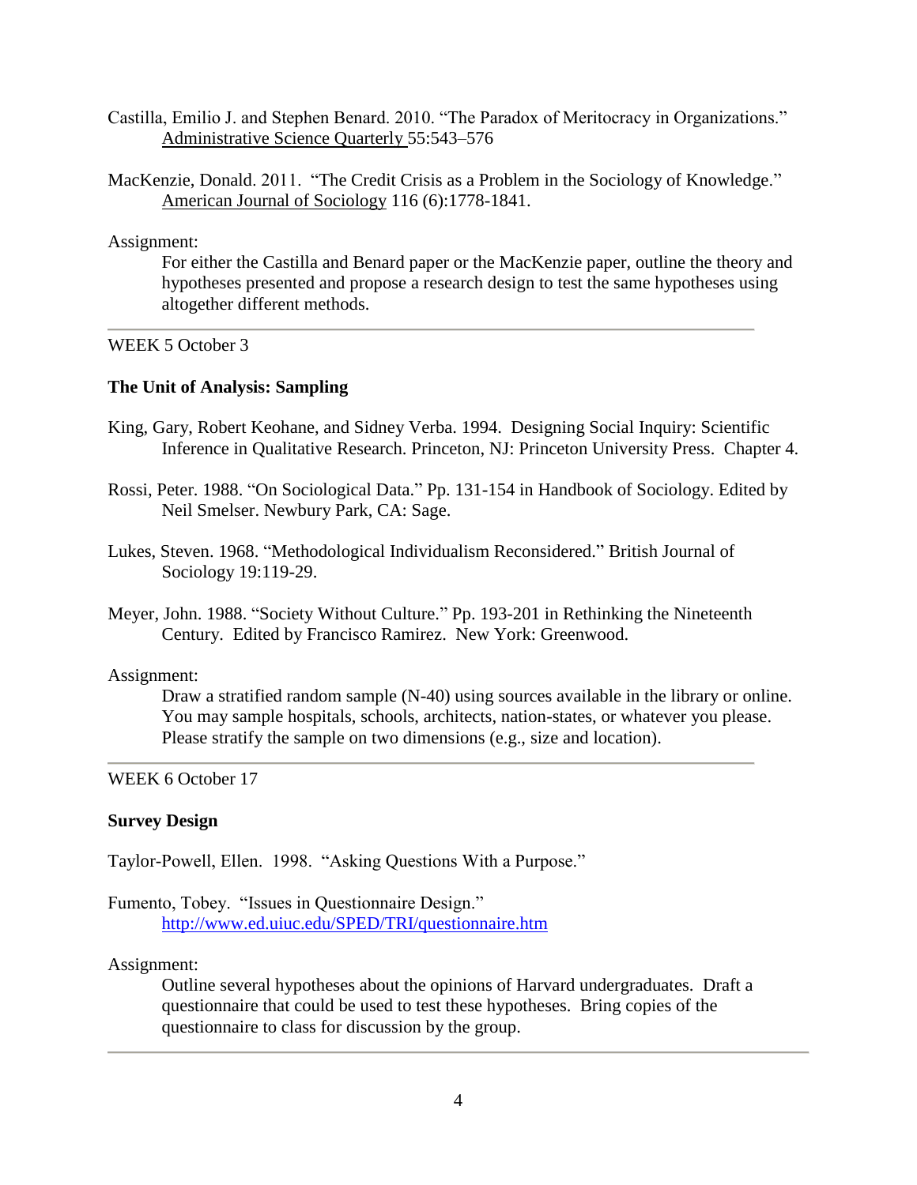Castilla, Emilio J. and Stephen Benard. 2010. "The Paradox of Meritocracy in Organizations." Administrative Science Quarterly 55:543–576

MacKenzie, Donald. 2011. "The Credit Crisis as a Problem in the Sociology of Knowledge." American Journal of Sociology 116 (6):1778-1841.

Assignment:

For either the Castilla and Benard paper or the MacKenzie paper, outline the theory and hypotheses presented and propose a research design to test the same hypotheses using altogether different methods.

---

WEEK 5 October 3

**The Unit of Analysis: Sampling**

King, Gary, Robert Keohane, and Sidney Verba. 1994. Designing Social Inquiry: Scientific Inference in Qualitative Research. Princeton, NJ: Princeton University Press. Chapter 4.

Rossi, Peter. 1988. "On Sociological Data." Pp. 131-154 in Handbook of Sociology. Edited by Neil Smelser. Newbury Park, CA: Sage.

Lukes, Steven. 1968. "Methodological Individualism Reconsidered." British Journal of Sociology 19:119-29.

Meyer, John. 1988. "Society Without Culture." Pp. 193-201 in Rethinking the Nineteenth Century. Edited by Francisco Ramirez. New York: Greenwood.

Assignment:

Draw a stratified random sample (N-40) using sources available in the library or online. You may sample hospitals, schools, architects, nation-states, or whatever you please. Please stratify the sample on two dimensions (e.g., size and location).

---

WEEK 6 October 17

**Survey Design**

Taylor-Powell, Ellen. 1998. "Asking Questions With a Purpose."

Fumento, Tobey. "Issues in Questionnaire Design."
http://www.ed.uiuc.edu/SPED/TRI/questionnaire.htm

Assignment:

Outline several hypotheses about the opinions of Harvard undergraduates. Draft a questionnaire that could be used to test these hypotheses. Bring copies of the questionnaire to class for discussion by the group.

---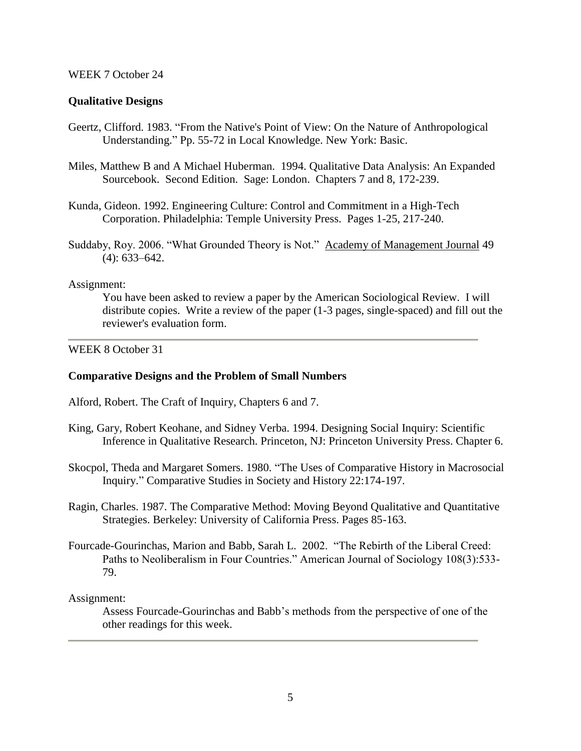WEEK 7 October 24

**Qualitative Designs**

Geertz, Clifford. 1983. "From the Native's Point of View: On the Nature of Anthropological Understanding." Pp. 55-72 in Local Knowledge. New York: Basic.

Miles, Matthew B and A Michael Huberman. 1994. Qualitative Data Analysis: An Expanded Sourcebook. Second Edition. Sage: London. Chapters 7 and 8, 172-239.

Kunda, Gideon. 1992. Engineering Culture: Control and Commitment in a High-Tech Corporation. Philadelphia: Temple University Press. Pages 1-25, 217-240.

Suddaby, Roy. 2006. "What Grounded Theory is Not." Academy of Management Journal 49 (4): 633–642.

Assignment:

> You have been asked to review a paper by the American Sociological Review. I will distribute copies. Write a review of the paper (1-3 pages, single-spaced) and fill out the reviewer's evaluation form.

---

WEEK 8 October 31

**Comparative Designs and the Problem of Small Numbers**

Alford, Robert. The Craft of Inquiry, Chapters 6 and 7.

King, Gary, Robert Keohane, and Sidney Verba. 1994. Designing Social Inquiry: Scientific Inference in Qualitative Research. Princeton, NJ: Princeton University Press. Chapter 6.

Skocpol, Theda and Margaret Somers. 1980. "The Uses of Comparative History in Macrosocial Inquiry." Comparative Studies in Society and History 22:174-197.

Ragin, Charles. 1987. The Comparative Method: Moving Beyond Qualitative and Quantitative Strategies. Berkeley: University of California Press. Pages 85-163.

Fourcade-Gourinchas, Marion and Babb, Sarah L. 2002. "The Rebirth of the Liberal Creed: Paths to Neoliberalism in Four Countries." American Journal of Sociology 108(3):533-79.

Assignment:

> Assess Fourcade-Gourinchas and Babb's methods from the perspective of one of the other readings for this week.

---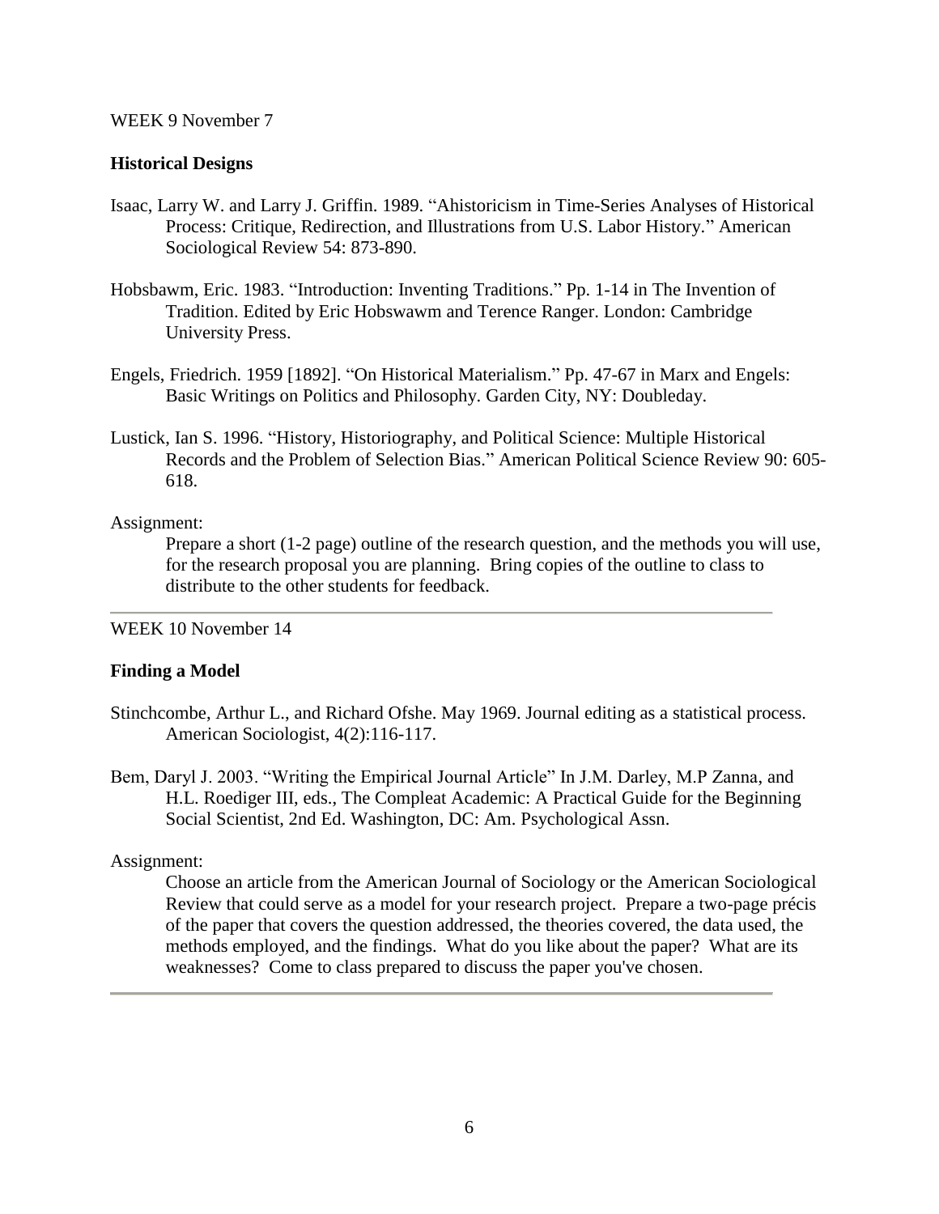WEEK 9 November 7

**Historical Designs**

Isaac, Larry W. and Larry J. Griffin. 1989. "Ahistoricism in Time-Series Analyses of Historical Process: Critique, Redirection, and Illustrations from U.S. Labor History." American Sociological Review 54: 873-890.

Hobsbawm, Eric. 1983. "Introduction: Inventing Traditions." Pp. 1-14 in The Invention of Tradition. Edited by Eric Hobswawm and Terence Ranger. London: Cambridge University Press.

Engels, Friedrich. 1959 [1892]. "On Historical Materialism." Pp. 47-67 in Marx and Engels: Basic Writings on Politics and Philosophy. Garden City, NY: Doubleday.

Lustick, Ian S. 1996. "History, Historiography, and Political Science: Multiple Historical Records and the Problem of Selection Bias." American Political Science Review 90: 605-618.

Assignment:

Prepare a short (1-2 page) outline of the research question, and the methods you will use, for the research proposal you are planning. Bring copies of the outline to class to distribute to the other students for feedback.

---

WEEK 10 November 14

**Finding a Model**

Stinchcombe, Arthur L., and Richard Ofshe. May 1969. Journal editing as a statistical process. American Sociologist, 4(2):116-117.

Bem, Daryl J. 2003. "Writing the Empirical Journal Article" In J.M. Darley, M.P Zanna, and H.L. Roediger III, eds., The Compleat Academic: A Practical Guide for the Beginning Social Scientist, 2nd Ed. Washington, DC: Am. Psychological Assn.

Assignment:

Choose an article from the American Journal of Sociology or the American Sociological Review that could serve as a model for your research project. Prepare a two-page précis of the paper that covers the question addressed, the theories covered, the data used, the methods employed, and the findings. What do you like about the paper? What are its weaknesses? Come to class prepared to discuss the paper you've chosen.

---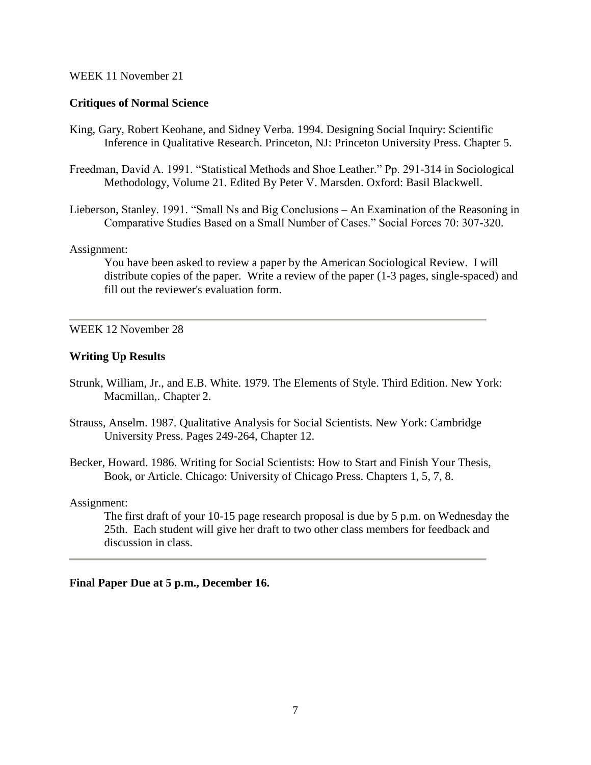WEEK 11 November 21

**Critiques of Normal Science**

King, Gary, Robert Keohane, and Sidney Verba. 1994. Designing Social Inquiry: Scientific Inference in Qualitative Research. Princeton, NJ: Princeton University Press. Chapter 5.

Freedman, David A. 1991. "Statistical Methods and Shoe Leather." Pp. 291-314 in Sociological Methodology, Volume 21. Edited By Peter V. Marsden. Oxford: Basil Blackwell.

Lieberson, Stanley. 1991. "Small Ns and Big Conclusions – An Examination of the Reasoning in Comparative Studies Based on a Small Number of Cases." Social Forces 70: 307-320.

Assignment:

You have been asked to review a paper by the American Sociological Review. I will distribute copies of the paper. Write a review of the paper (1-3 pages, single-spaced) and fill out the reviewer's evaluation form.

---

WEEK 12 November 28

**Writing Up Results**

Strunk, William, Jr., and E.B. White. 1979. The Elements of Style. Third Edition. New York: Macmillan,. Chapter 2.

Strauss, Anselm. 1987. Qualitative Analysis for Social Scientists. New York: Cambridge University Press. Pages 249-264, Chapter 12.

Becker, Howard. 1986. Writing for Social Scientists: How to Start and Finish Your Thesis, Book, or Article. Chicago: University of Chicago Press. Chapters 1, 5, 7, 8.

Assignment:

The first draft of your 10-15 page research proposal is due by 5 p.m. on Wednesday the 25th. Each student will give her draft to two other class members for feedback and discussion in class.

---

**Final Paper Due at 5 p.m., December 16.**